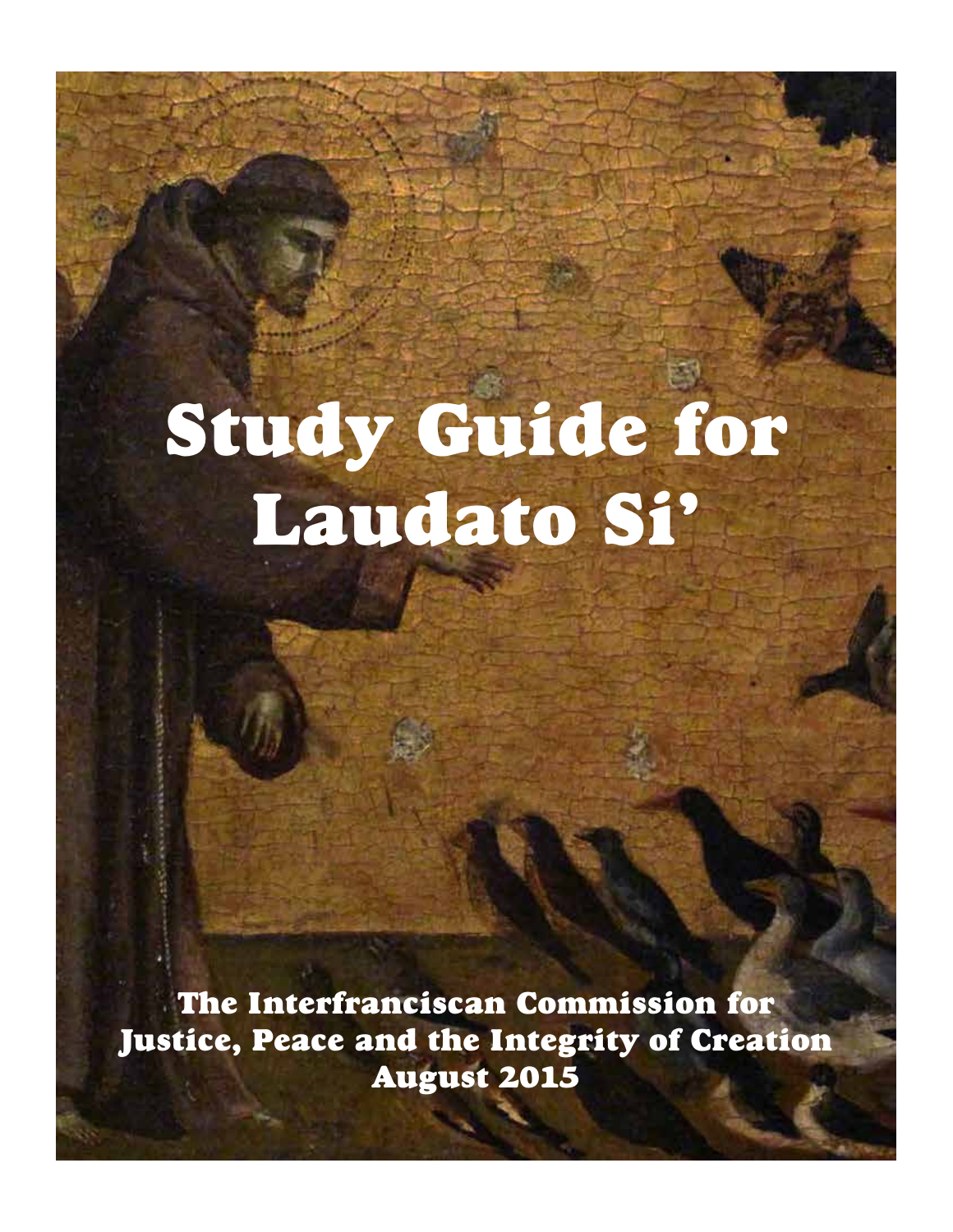# Study Guide for Laudato Si'

The Interfranciscan Commission for Justice, Peace and the Integrity of Creation

August 2015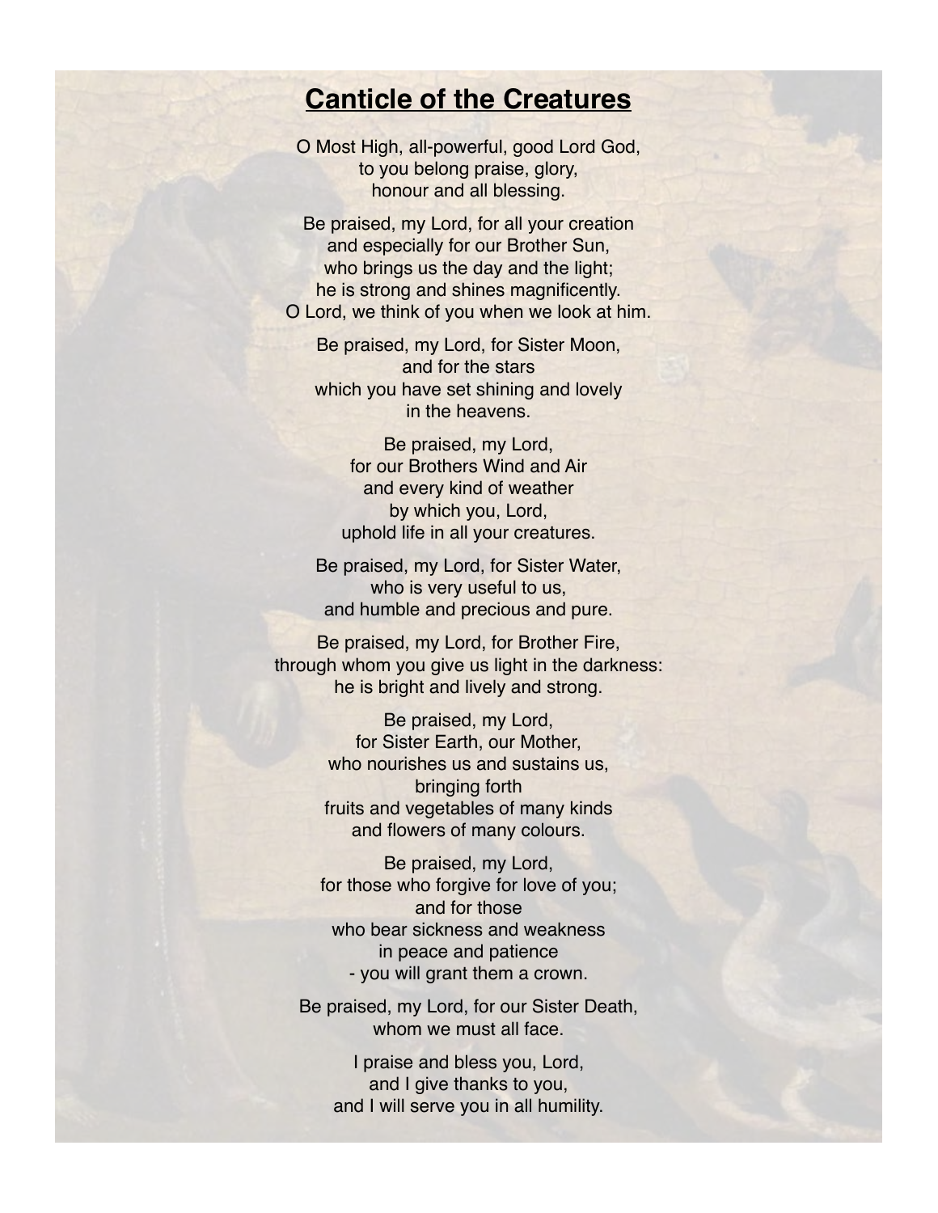# Canticle of the Creatures

O Most High, all-powerful, good Lord God,
to you belong praise, glory,
honour and all blessing.

Be praised, my Lord, for all your creation
and especially for our Brother Sun,
who brings us the day and the light;
he is strong and shines magnificently.
O Lord, we think of you when we look at him.

Be praised, my Lord, for Sister Moon,
and for the stars
which you have set shining and lovely
in the heavens.

Be praised, my Lord,
for our Brothers Wind and Air
and every kind of weather
by which you, Lord,
uphold life in all your creatures.

Be praised, my Lord, for Sister Water,
who is very useful to us,
and humble and precious and pure.

Be praised, my Lord, for Brother Fire,
through whom you give us light in the darkness:
he is bright and lively and strong.

Be praised, my Lord,
for Sister Earth, our Mother,
who nourishes us and sustains us,
bringing forth
fruits and vegetables of many kinds
and flowers of many colours.

Be praised, my Lord,
for those who forgive for love of you;
and for those
who bear sickness and weakness
in peace and patience
- you will grant them a crown.

Be praised, my Lord, for our Sister Death,
whom we must all face.

I praise and bless you, Lord,
and I give thanks to you,
and I will serve you in all humility.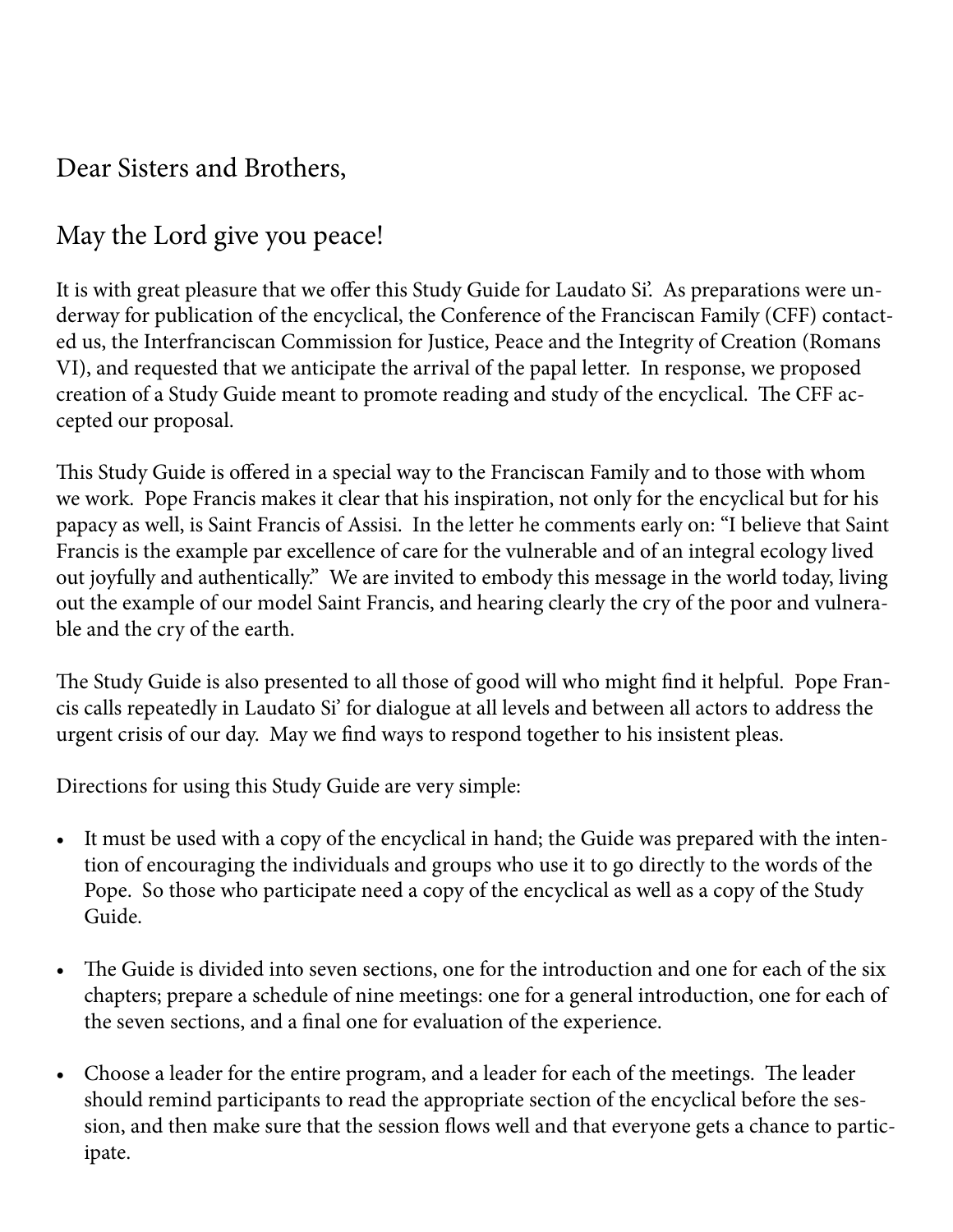Dear Sisters and Brothers,

May the Lord give you peace!

It is with great pleasure that we offer this Study Guide for Laudato Si'. As preparations were underway for publication of the encyclical, the Conference of the Franciscan Family (CFF) contacted us, the Interfranciscan Commission for Justice, Peace and the Integrity of Creation (Romans VI), and requested that we anticipate the arrival of the papal letter. In response, we proposed creation of a Study Guide meant to promote reading and study of the encyclical. The CFF accepted our proposal.

This Study Guide is offered in a special way to the Franciscan Family and to those with whom we work. Pope Francis makes it clear that his inspiration, not only for the encyclical but for his papacy as well, is Saint Francis of Assisi. In the letter he comments early on: "I believe that Saint Francis is the example par excellence of care for the vulnerable and of an integral ecology lived out joyfully and authentically." We are invited to embody this message in the world today, living out the example of our model Saint Francis, and hearing clearly the cry of the poor and vulnerable and the cry of the earth.

The Study Guide is also presented to all those of good will who might find it helpful. Pope Francis calls repeatedly in Laudato Si' for dialogue at all levels and between all actors to address the urgent crisis of our day. May we find ways to respond together to his insistent pleas.

Directions for using this Study Guide are very simple:

- It must be used with a copy of the encyclical in hand; the Guide was prepared with the intention of encouraging the individuals and groups who use it to go directly to the words of the Pope. So those who participate need a copy of the encyclical as well as a copy of the Study Guide.
- The Guide is divided into seven sections, one for the introduction and one for each of the six chapters; prepare a schedule of nine meetings: one for a general introduction, one for each of the seven sections, and a final one for evaluation of the experience.
- Choose a leader for the entire program, and a leader for each of the meetings. The leader should remind participants to read the appropriate section of the encyclical before the session, and then make sure that the session flows well and that everyone gets a chance to participate.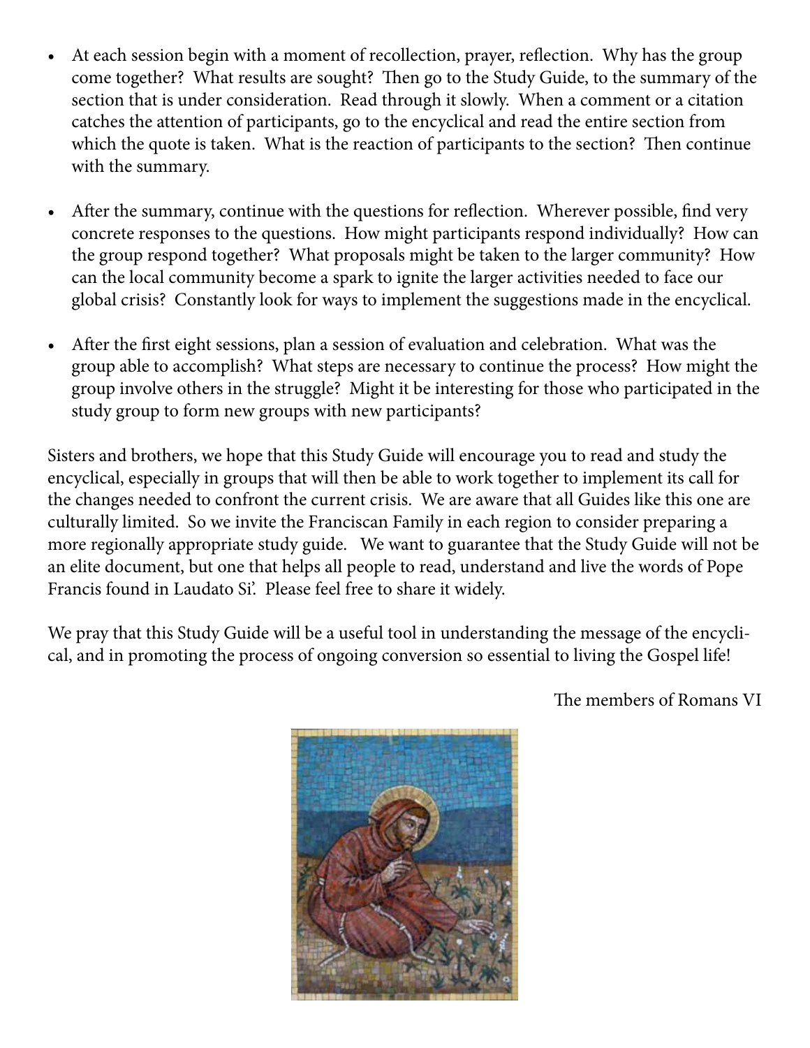- At each session begin with a moment of recollection, prayer, reflection. Why has the group come together? What results are sought? Then go to the Study Guide, to the summary of the section that is under consideration. Read through it slowly. When a comment or a citation catches the attention of participants, go to the encyclical and read the entire section from which the quote is taken. What is the reaction of participants to the section? Then continue with the summary.

- After the summary, continue with the questions for reflection. Wherever possible, find very concrete responses to the questions. How might participants respond individually? How can the group respond together? What proposals might be taken to the larger community? How can the local community become a spark to ignite the larger activities needed to face our global crisis? Constantly look for ways to implement the suggestions made in the encyclical.

- After the first eight sessions, plan a session of evaluation and celebration. What was the group able to accomplish? What steps are necessary to continue the process? How might the group involve others in the struggle? Might it be interesting for those who participated in the study group to form new groups with new participants?

Sisters and brothers, we hope that this Study Guide will encourage you to read and study the encyclical, especially in groups that will then be able to work together to implement its call for the changes needed to confront the current crisis. We are aware that all Guides like this one are culturally limited. So we invite the Franciscan Family in each region to consider preparing a more regionally appropriate study guide. We want to guarantee that the Study Guide will not be an elite document, but one that helps all people to read, understand and live the words of Pope Francis found in Laudato Si'. Please feel free to share it widely.

We pray that this Study Guide will be a useful tool in understanding the message of the encyclical, and in promoting the process of ongoing conversion so essential to living the Gospel life!

The members of Romans VI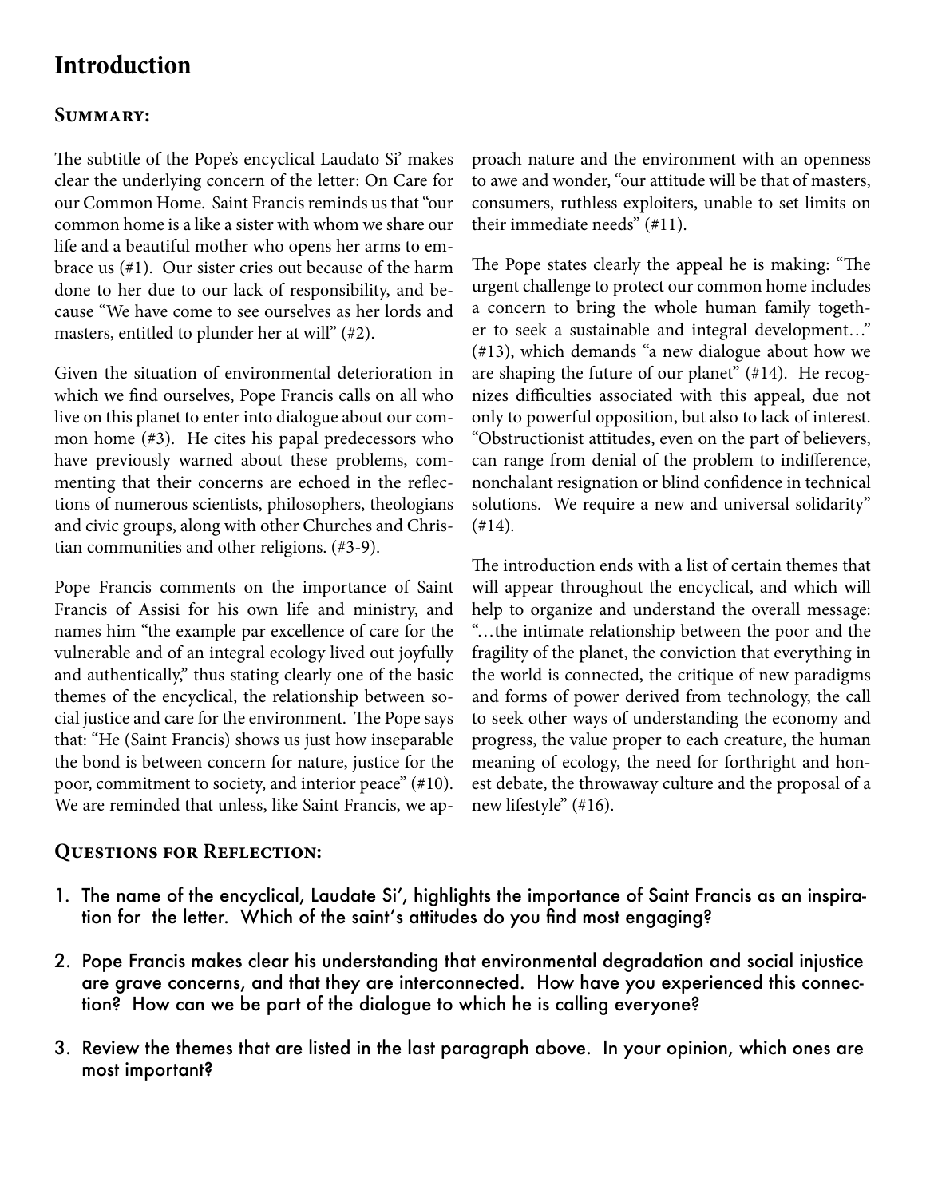# Introduction

## Summary:

The subtitle of the Pope's encyclical Laudato Si' makes clear the underlying concern of the letter: On Care for our Common Home. Saint Francis reminds us that "our common home is a like a sister with whom we share our life and a beautiful mother who opens her arms to embrace us (#1). Our sister cries out because of the harm done to her due to our lack of responsibility, and because "We have come to see ourselves as her lords and masters, entitled to plunder her at will" (#2).

Given the situation of environmental deterioration in which we find ourselves, Pope Francis calls on all who live on this planet to enter into dialogue about our common home (#3). He cites his papal predecessors who have previously warned about these problems, commenting that their concerns are echoed in the reflections of numerous scientists, philosophers, theologians and civic groups, along with other Churches and Christian communities and other religions. (#3-9).

Pope Francis comments on the importance of Saint Francis of Assisi for his own life and ministry, and names him "the example par excellence of care for the vulnerable and of an integral ecology lived out joyfully and authentically," thus stating clearly one of the basic themes of the encyclical, the relationship between social justice and care for the environment. The Pope says that: "He (Saint Francis) shows us just how inseparable the bond is between concern for nature, justice for the poor, commitment to society, and interior peace" (#10). We are reminded that unless, like Saint Francis, we approach nature and the environment with an openness to awe and wonder, "our attitude will be that of masters, consumers, ruthless exploiters, unable to set limits on their immediate needs" (#11).

The Pope states clearly the appeal he is making: "The urgent challenge to protect our common home includes a concern to bring the whole human family together to seek a sustainable and integral development…" (#13), which demands "a new dialogue about how we are shaping the future of our planet" (#14). He recognizes difficulties associated with this appeal, due not only to powerful opposition, but also to lack of interest. "Obstructionist attitudes, even on the part of believers, can range from denial of the problem to indifference, nonchalant resignation or blind confidence in technical solutions. We require a new and universal solidarity" (#14).

The introduction ends with a list of certain themes that will appear throughout the encyclical, and which will help to organize and understand the overall message: "…the intimate relationship between the poor and the fragility of the planet, the conviction that everything in the world is connected, the critique of new paradigms and forms of power derived from technology, the call to seek other ways of understanding the economy and progress, the value proper to each creature, the human meaning of ecology, the need for forthright and honest debate, the throwaway culture and the proposal of a new lifestyle" (#16).

## Questions for Reflection:

1. The name of the encyclical, Laudate Si', highlights the importance of Saint Francis as an inspiration for the letter. Which of the saint's attitudes do you find most engaging?
2. Pope Francis makes clear his understanding that environmental degradation and social injustice are grave concerns, and that they are interconnected. How have you experienced this connection? How can we be part of the dialogue to which he is calling everyone?
3. Review the themes that are listed in the last paragraph above. In your opinion, which ones are most important?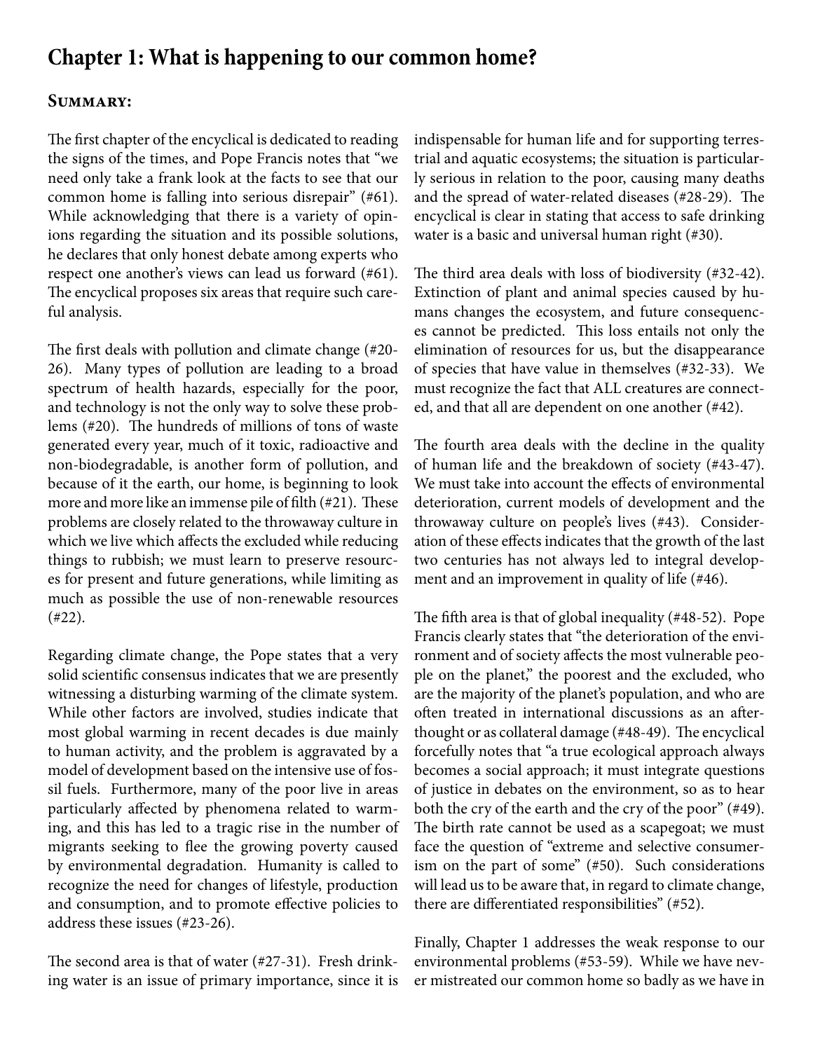# Chapter 1: What is happening to our common home?

## Summary:

The first chapter of the encyclical is dedicated to reading the signs of the times, and Pope Francis notes that "we need only take a frank look at the facts to see that our common home is falling into serious disrepair" (#61). While acknowledging that there is a variety of opinions regarding the situation and its possible solutions, he declares that only honest debate among experts who respect one another's views can lead us forward (#61). The encyclical proposes six areas that require such careful analysis.

The first deals with pollution and climate change (#20-26). Many types of pollution are leading to a broad spectrum of health hazards, especially for the poor, and technology is not the only way to solve these problems (#20). The hundreds of millions of tons of waste generated every year, much of it toxic, radioactive and non-biodegradable, is another form of pollution, and because of it the earth, our home, is beginning to look more and more like an immense pile of filth (#21). These problems are closely related to the throwaway culture in which we live which affects the excluded while reducing things to rubbish; we must learn to preserve resources for present and future generations, while limiting as much as possible the use of non-renewable resources (#22).

Regarding climate change, the Pope states that a very solid scientific consensus indicates that we are presently witnessing a disturbing warming of the climate system. While other factors are involved, studies indicate that most global warming in recent decades is due mainly to human activity, and the problem is aggravated by a model of development based on the intensive use of fossil fuels. Furthermore, many of the poor live in areas particularly affected by phenomena related to warming, and this has led to a tragic rise in the number of migrants seeking to flee the growing poverty caused by environmental degradation. Humanity is called to recognize the need for changes of lifestyle, production and consumption, and to promote effective policies to address these issues (#23-26).

The second area is that of water (#27-31). Fresh drinking water is an issue of primary importance, since it is indispensable for human life and for supporting terrestrial and aquatic ecosystems; the situation is particularly serious in relation to the poor, causing many deaths and the spread of water-related diseases (#28-29). The encyclical is clear in stating that access to safe drinking water is a basic and universal human right (#30).

The third area deals with loss of biodiversity (#32-42). Extinction of plant and animal species caused by humans changes the ecosystem, and future consequences cannot be predicted. This loss entails not only the elimination of resources for us, but the disappearance of species that have value in themselves (#32-33). We must recognize the fact that ALL creatures are connected, and that all are dependent on one another (#42).

The fourth area deals with the decline in the quality of human life and the breakdown of society (#43-47). We must take into account the effects of environmental deterioration, current models of development and the throwaway culture on people's lives (#43). Consideration of these effects indicates that the growth of the last two centuries has not always led to integral development and an improvement in quality of life (#46).

The fifth area is that of global inequality (#48-52). Pope Francis clearly states that "the deterioration of the environment and of society affects the most vulnerable people on the planet," the poorest and the excluded, who are the majority of the planet's population, and who are often treated in international discussions as an afterthought or as collateral damage (#48-49). The encyclical forcefully notes that "a true ecological approach always becomes a social approach; it must integrate questions of justice in debates on the environment, so as to hear both the cry of the earth and the cry of the poor" (#49). The birth rate cannot be used as a scapegoat; we must face the question of "extreme and selective consumerism on the part of some" (#50). Such considerations will lead us to be aware that, in regard to climate change, there are differentiated responsibilities" (#52).

Finally, Chapter 1 addresses the weak response to our environmental problems (#53-59). While we have never mistreated our common home so badly as we have in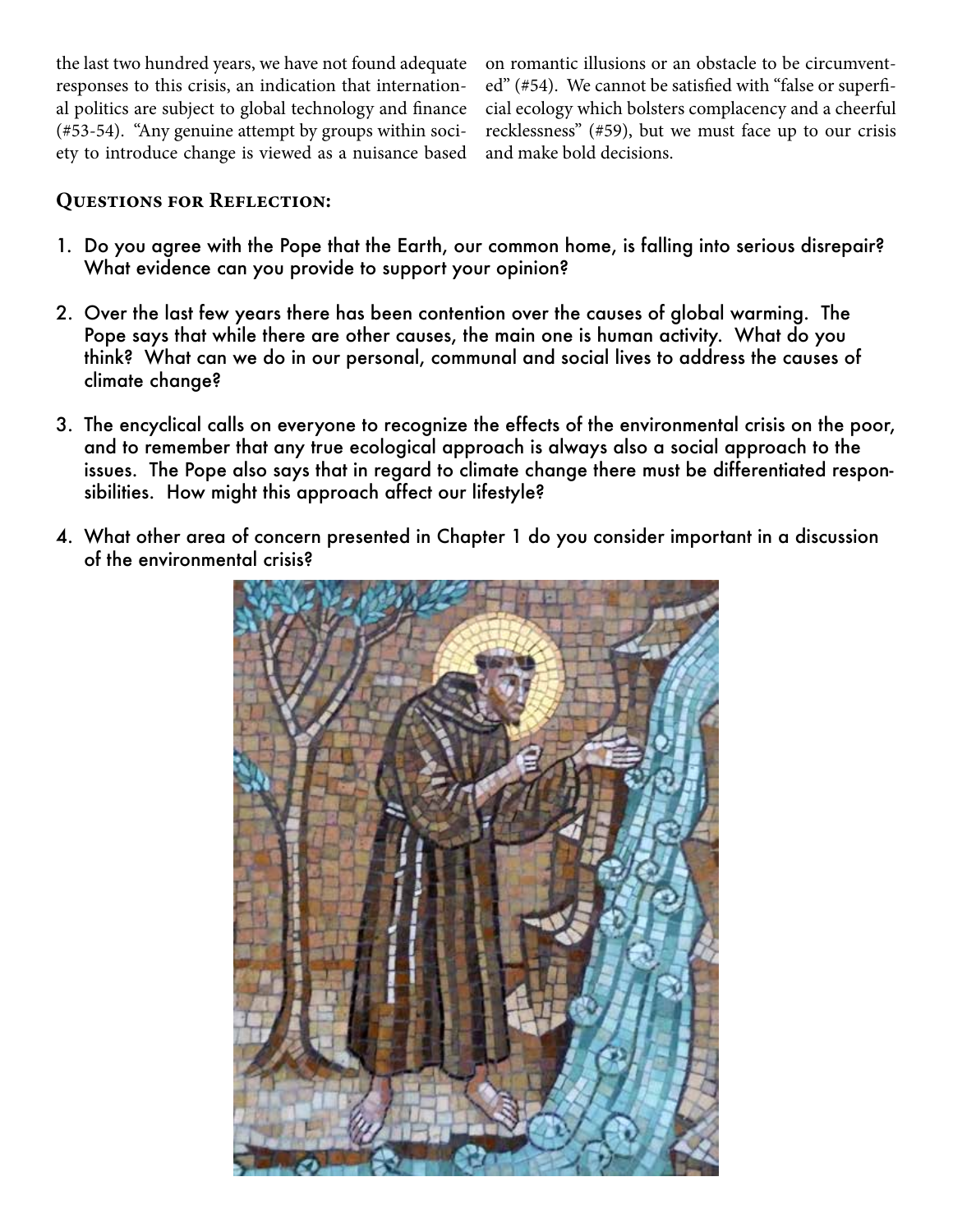the last two hundred years, we have not found adequate responses to this crisis, an indication that international politics are subject to global technology and finance (#53-54). "Any genuine attempt by groups within society to introduce change is viewed as a nuisance based on romantic illusions or an obstacle to be circumvented" (#54). We cannot be satisfied with "false or superficial ecology which bolsters complacency and a cheerful recklessness" (#59), but we must face up to our crisis and make bold decisions.

## Questions for Reflection:

1. Do you agree with the Pope that the Earth, our common home, is falling into serious disrepair? What evidence can you provide to support your opinion?

2. Over the last few years there has been contention over the causes of global warming. The Pope says that while there are other causes, the main one is human activity. What do you think? What can we do in our personal, communal and social lives to address the causes of climate change?

3. The encyclical calls on everyone to recognize the effects of the environmental crisis on the poor, and to remember that any true ecological approach is always also a social approach to the issues. The Pope also says that in regard to climate change there must be differentiated responsibilities. How might this approach affect our lifestyle?

4. What other area of concern presented in Chapter 1 do you consider important in a discussion of the environmental crisis?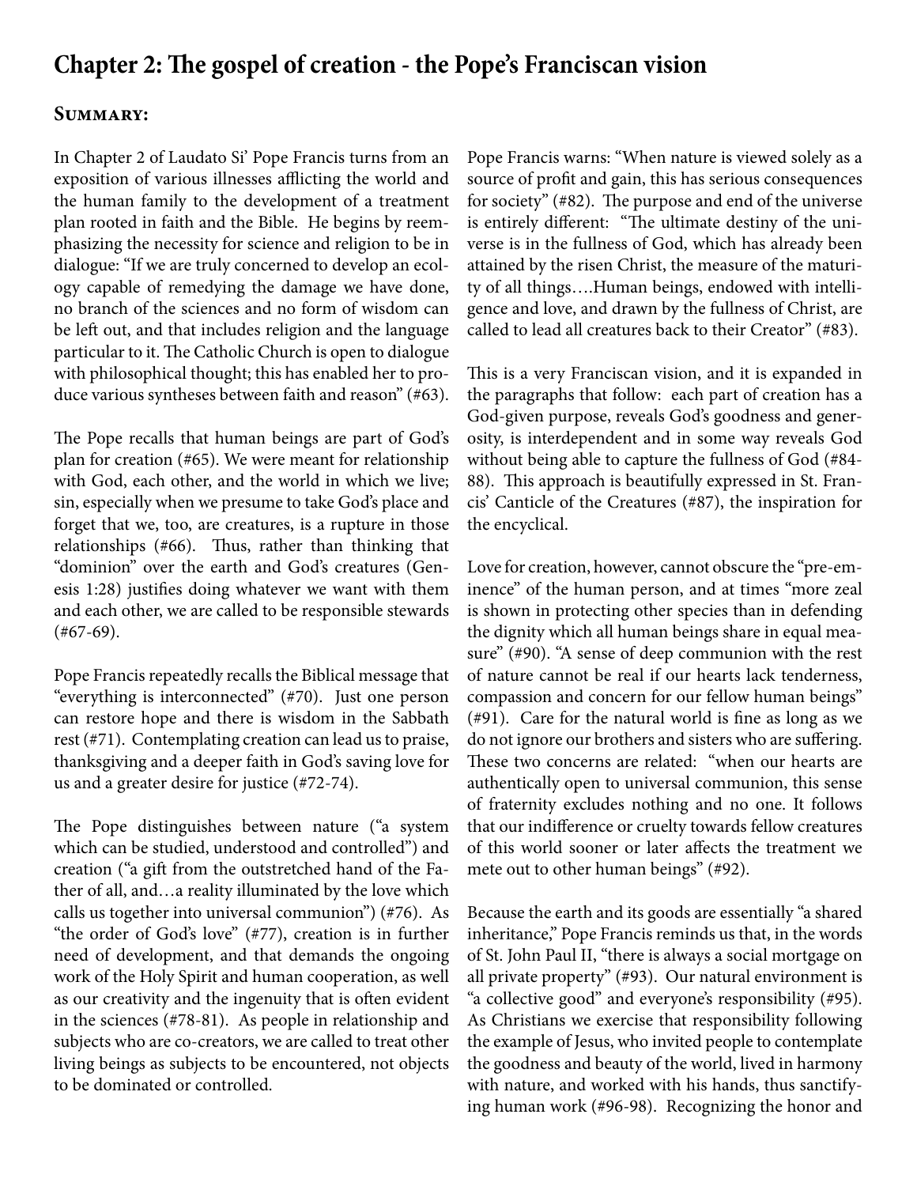## Chapter 2: The gospel of creation - the Pope's Franciscan vision

### Summary:

In Chapter 2 of Laudato Si' Pope Francis turns from an exposition of various illnesses afflicting the world and the human family to the development of a treatment plan rooted in faith and the Bible. He begins by reemphasizing the necessity for science and religion to be in dialogue: "If we are truly concerned to develop an ecology capable of remedying the damage we have done, no branch of the sciences and no form of wisdom can be left out, and that includes religion and the language particular to it. The Catholic Church is open to dialogue with philosophical thought; this has enabled her to produce various syntheses between faith and reason" (#63).

The Pope recalls that human beings are part of God's plan for creation (#65). We were meant for relationship with God, each other, and the world in which we live; sin, especially when we presume to take God's place and forget that we, too, are creatures, is a rupture in those relationships (#66). Thus, rather than thinking that "dominion" over the earth and God's creatures (Genesis 1:28) justifies doing whatever we want with them and each other, we are called to be responsible stewards (#67-69).

Pope Francis repeatedly recalls the Biblical message that "everything is interconnected" (#70). Just one person can restore hope and there is wisdom in the Sabbath rest (#71). Contemplating creation can lead us to praise, thanksgiving and a deeper faith in God's saving love for us and a greater desire for justice (#72-74).

The Pope distinguishes between nature ("a system which can be studied, understood and controlled") and creation ("a gift from the outstretched hand of the Father of all, and…a reality illuminated by the love which calls us together into universal communion") (#76). As "the order of God's love" (#77), creation is in further need of development, and that demands the ongoing work of the Holy Spirit and human cooperation, as well as our creativity and the ingenuity that is often evident in the sciences (#78-81). As people in relationship and subjects who are co-creators, we are called to treat other living beings as subjects to be encountered, not objects to be dominated or controlled.

Pope Francis warns: "When nature is viewed solely as a source of profit and gain, this has serious consequences for society" (#82). The purpose and end of the universe is entirely different: "The ultimate destiny of the universe is in the fullness of God, which has already been attained by the risen Christ, the measure of the maturity of all things….Human beings, endowed with intelligence and love, and drawn by the fullness of Christ, are called to lead all creatures back to their Creator" (#83).

This is a very Franciscan vision, and it is expanded in the paragraphs that follow: each part of creation has a God-given purpose, reveals God's goodness and generosity, is interdependent and in some way reveals God without being able to capture the fullness of God (#84-88). This approach is beautifully expressed in St. Francis' Canticle of the Creatures (#87), the inspiration for the encyclical.

Love for creation, however, cannot obscure the "pre-eminence" of the human person, and at times "more zeal is shown in protecting other species than in defending the dignity which all human beings share in equal measure" (#90). "A sense of deep communion with the rest of nature cannot be real if our hearts lack tenderness, compassion and concern for our fellow human beings" (#91). Care for the natural world is fine as long as we do not ignore our brothers and sisters who are suffering. These two concerns are related: "when our hearts are authentically open to universal communion, this sense of fraternity excludes nothing and no one. It follows that our indifference or cruelty towards fellow creatures of this world sooner or later affects the treatment we mete out to other human beings" (#92).

Because the earth and its goods are essentially "a shared inheritance," Pope Francis reminds us that, in the words of St. John Paul II, "there is always a social mortgage on all private property" (#93). Our natural environment is "a collective good" and everyone's responsibility (#95). As Christians we exercise that responsibility following the example of Jesus, who invited people to contemplate the goodness and beauty of the world, lived in harmony with nature, and worked with his hands, thus sanctifying human work (#96-98). Recognizing the honor and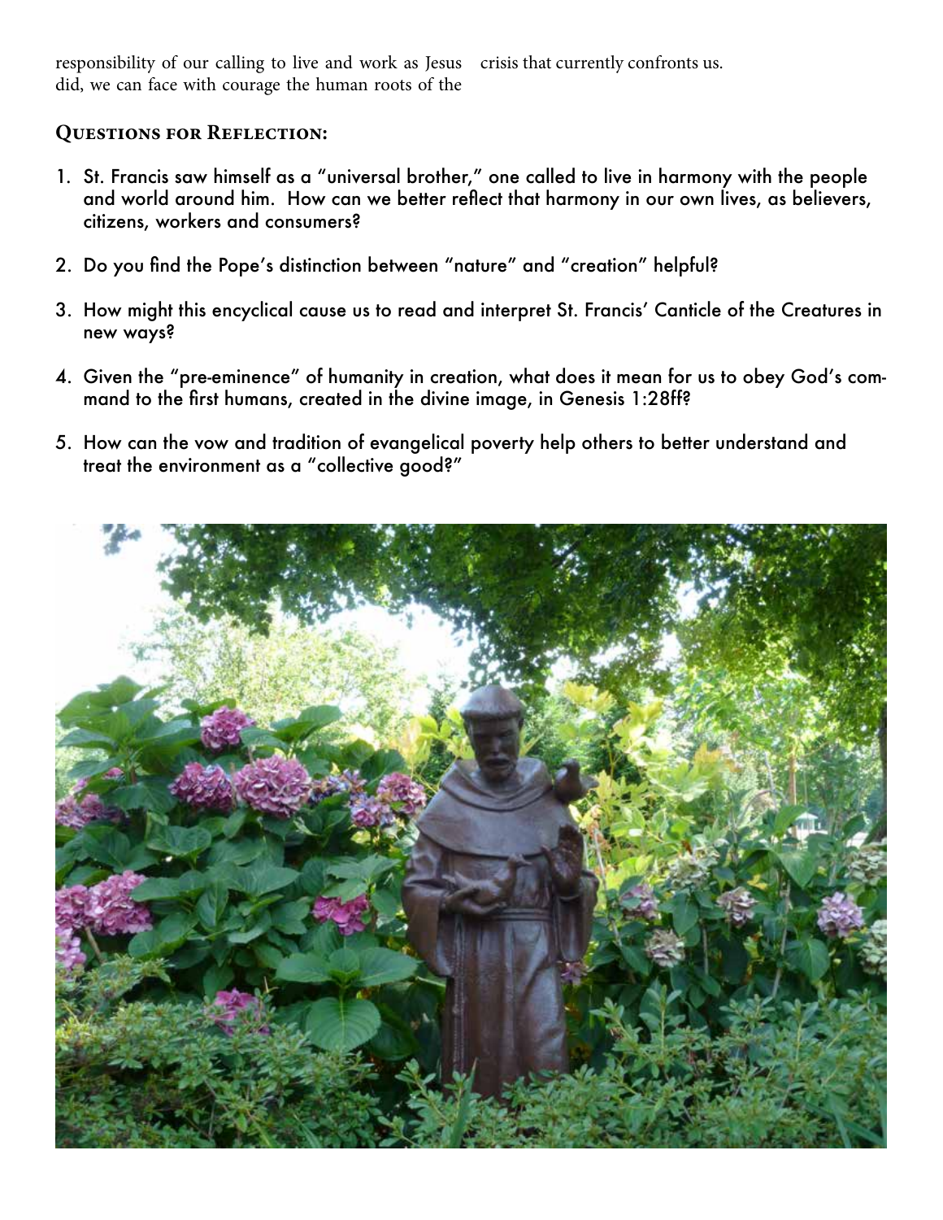responsibility of our calling to live and work as Jesus did, we can face with courage the human roots of the crisis that currently confronts us.

## Questions for Reflection:

1. St. Francis saw himself as a "universal brother," one called to live in harmony with the people and world around him. How can we better reflect that harmony in our own lives, as believers, citizens, workers and consumers?

2. Do you find the Pope's distinction between "nature" and "creation" helpful?

3. How might this encyclical cause us to read and interpret St. Francis' Canticle of the Creatures in new ways?

4. Given the "pre-eminence" of humanity in creation, what does it mean for us to obey God's command to the first humans, created in the divine image, in Genesis 1:28ff?

5. How can the vow and tradition of evangelical poverty help others to better understand and treat the environment as a "collective good?"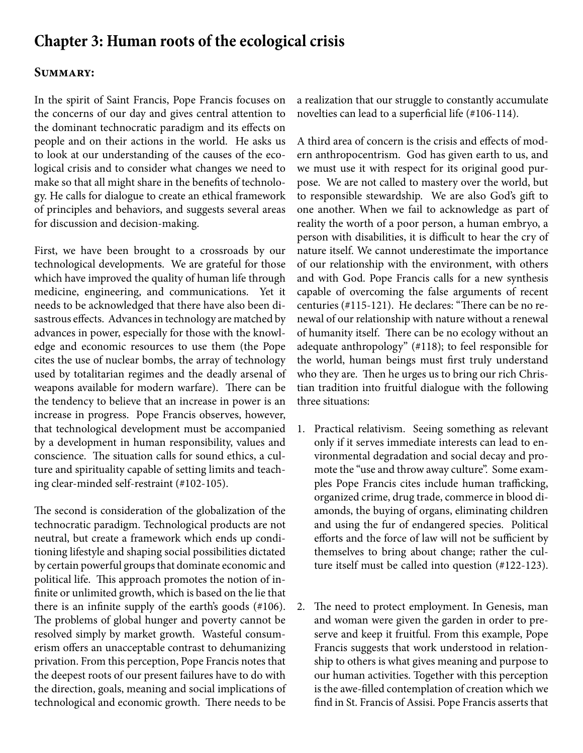## Chapter 3: Human roots of the ecological crisis

### Summary:

In the spirit of Saint Francis, Pope Francis focuses on the concerns of our day and gives central attention to the dominant technocratic paradigm and its effects on people and on their actions in the world. He asks us to look at our understanding of the causes of the ecological crisis and to consider what changes we need to make so that all might share in the benefits of technology. He calls for dialogue to create an ethical framework of principles and behaviors, and suggests several areas for discussion and decision-making.

First, we have been brought to a crossroads by our technological developments. We are grateful for those which have improved the quality of human life through medicine, engineering, and communications. Yet it needs to be acknowledged that there have also been disastrous effects. Advances in technology are matched by advances in power, especially for those with the knowledge and economic resources to use them (the Pope cites the use of nuclear bombs, the array of technology used by totalitarian regimes and the deadly arsenal of weapons available for modern warfare). There can be the tendency to believe that an increase in power is an increase in progress. Pope Francis observes, however, that technological development must be accompanied by a development in human responsibility, values and conscience. The situation calls for sound ethics, a culture and spirituality capable of setting limits and teaching clear-minded self-restraint (#102-105).

The second is consideration of the globalization of the technocratic paradigm. Technological products are not neutral, but create a framework which ends up conditioning lifestyle and shaping social possibilities dictated by certain powerful groups that dominate economic and political life. This approach promotes the notion of infinite or unlimited growth, which is based on the lie that there is an infinite supply of the earth's goods (#106). The problems of global hunger and poverty cannot be resolved simply by market growth. Wasteful consumerism offers an unacceptable contrast to dehumanizing privation. From this perception, Pope Francis notes that the deepest roots of our present failures have to do with the direction, goals, meaning and social implications of technological and economic growth. There needs to be a realization that our struggle to constantly accumulate novelties can lead to a superficial life (#106-114).

A third area of concern is the crisis and effects of modern anthropocentrism. God has given earth to us, and we must use it with respect for its original good purpose. We are not called to mastery over the world, but to responsible stewardship. We are also God's gift to one another. When we fail to acknowledge as part of reality the worth of a poor person, a human embryo, a person with disabilities, it is difficult to hear the cry of nature itself. We cannot underestimate the importance of our relationship with the environment, with others and with God. Pope Francis calls for a new synthesis capable of overcoming the false arguments of recent centuries (#115-121). He declares: "There can be no renewal of our relationship with nature without a renewal of humanity itself. There can be no ecology without an adequate anthropology" (#118); to feel responsible for the world, human beings must first truly understand who they are. Then he urges us to bring our rich Christian tradition into fruitful dialogue with the following three situations:

1. Practical relativism. Seeing something as relevant only if it serves immediate interests can lead to environmental degradation and social decay and promote the "use and throw away culture". Some examples Pope Francis cites include human trafficking, organized crime, drug trade, commerce in blood diamonds, the buying of organs, eliminating children and using the fur of endangered species. Political efforts and the force of law will not be sufficient by themselves to bring about change; rather the culture itself must be called into question (#122-123).

2. The need to protect employment. In Genesis, man and woman were given the garden in order to preserve and keep it fruitful. From this example, Pope Francis suggests that work understood in relationship to others is what gives meaning and purpose to our human activities. Together with this perception is the awe-filled contemplation of creation which we find in St. Francis of Assisi. Pope Francis asserts that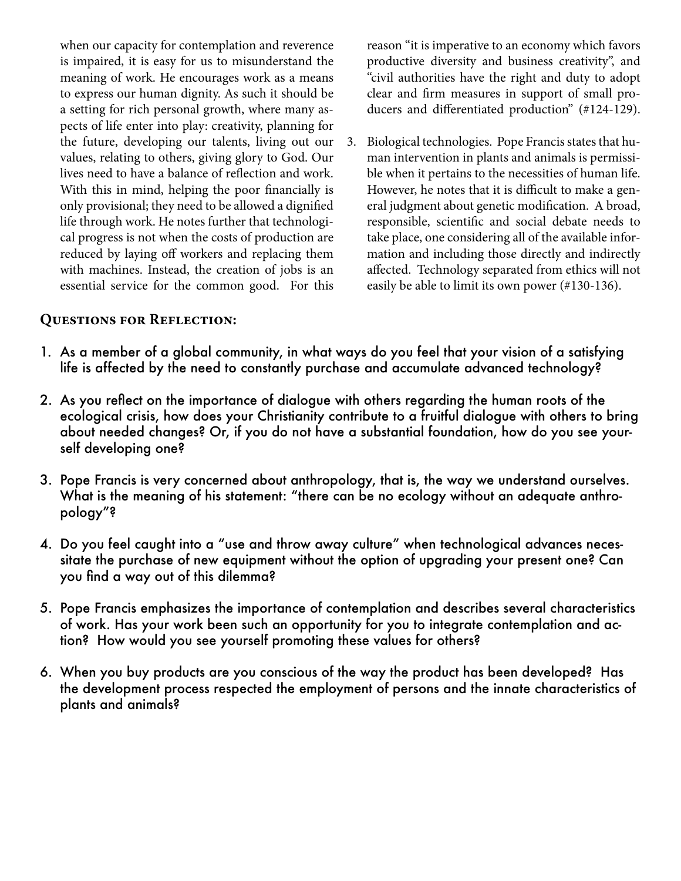when our capacity for contemplation and reverence is impaired, it is easy for us to misunderstand the meaning of work. He encourages work as a means to express our human dignity. As such it should be a setting for rich personal growth, where many aspects of life enter into play: creativity, planning for the future, developing our talents, living out our values, relating to others, giving glory to God. Our lives need to have a balance of reflection and work. With this in mind, helping the poor financially is only provisional; they need to be allowed a dignified life through work. He notes further that technological progress is not when the costs of production are reduced by laying off workers and replacing them with machines. Instead, the creation of jobs is an essential service for the common good. For this reason "it is imperative to an economy which favors productive diversity and business creativity", and "civil authorities have the right and duty to adopt clear and firm measures in support of small producers and differentiated production" (#124-129).

3. Biological technologies. Pope Francis states that human intervention in plants and animals is permissible when it pertains to the necessities of human life. However, he notes that it is difficult to make a general judgment about genetic modification. A broad, responsible, scientific and social debate needs to take place, one considering all of the available information and including those directly and indirectly affected. Technology separated from ethics will not easily be able to limit its own power (#130-136).

### Questions for Reflection:

1. As a member of a global community, in what ways do you feel that your vision of a satisfying life is affected by the need to constantly purchase and accumulate advanced technology?

2. As you reflect on the importance of dialogue with others regarding the human roots of the ecological crisis, how does your Christianity contribute to a fruitful dialogue with others to bring about needed changes? Or, if you do not have a substantial foundation, how do you see yourself developing one?

3. Pope Francis is very concerned about anthropology, that is, the way we understand ourselves. What is the meaning of his statement: "there can be no ecology without an adequate anthropology"?

4. Do you feel caught into a "use and throw away culture" when technological advances necessitate the purchase of new equipment without the option of upgrading your present one? Can you find a way out of this dilemma?

5. Pope Francis emphasizes the importance of contemplation and describes several characteristics of work. Has your work been such an opportunity for you to integrate contemplation and action? How would you see yourself promoting these values for others?

6. When you buy products are you conscious of the way the product has been developed? Has the development process respected the employment of persons and the innate characteristics of plants and animals?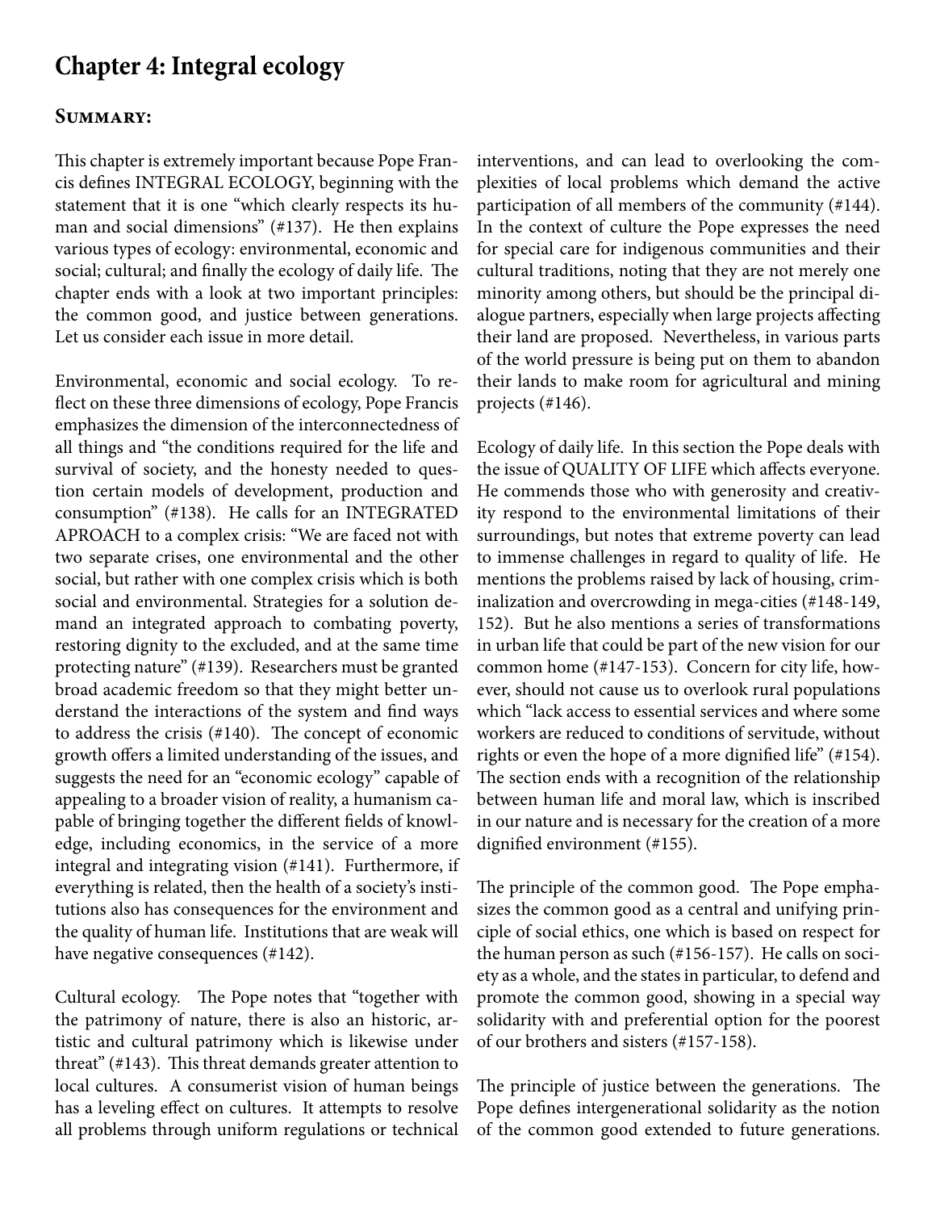## Chapter 4: Integral ecology

### Summary:

This chapter is extremely important because Pope Francis defines INTEGRAL ECOLOGY, beginning with the statement that it is one "which clearly respects its human and social dimensions" (#137). He then explains various types of ecology: environmental, economic and social; cultural; and finally the ecology of daily life. The chapter ends with a look at two important principles: the common good, and justice between generations. Let us consider each issue in more detail.

Environmental, economic and social ecology. To reflect on these three dimensions of ecology, Pope Francis emphasizes the dimension of the interconnectedness of all things and "the conditions required for the life and survival of society, and the honesty needed to question certain models of development, production and consumption" (#138). He calls for an INTEGRATED APROACH to a complex crisis: "We are faced not with two separate crises, one environmental and the other social, but rather with one complex crisis which is both social and environmental. Strategies for a solution demand an integrated approach to combating poverty, restoring dignity to the excluded, and at the same time protecting nature" (#139). Researchers must be granted broad academic freedom so that they might better understand the interactions of the system and find ways to address the crisis (#140). The concept of economic growth offers a limited understanding of the issues, and suggests the need for an "economic ecology" capable of appealing to a broader vision of reality, a humanism capable of bringing together the different fields of knowledge, including economics, in the service of a more integral and integrating vision (#141). Furthermore, if everything is related, then the health of a society's institutions also has consequences for the environment and the quality of human life. Institutions that are weak will have negative consequences (#142).

Cultural ecology. The Pope notes that "together with the patrimony of nature, there is also an historic, artistic and cultural patrimony which is likewise under threat" (#143). This threat demands greater attention to local cultures. A consumerist vision of human beings has a leveling effect on cultures. It attempts to resolve all problems through uniform regulations or technical interventions, and can lead to overlooking the complexities of local problems which demand the active participation of all members of the community (#144). In the context of culture the Pope expresses the need for special care for indigenous communities and their cultural traditions, noting that they are not merely one minority among others, but should be the principal dialogue partners, especially when large projects affecting their land are proposed. Nevertheless, in various parts of the world pressure is being put on them to abandon their lands to make room for agricultural and mining projects (#146).

Ecology of daily life. In this section the Pope deals with the issue of QUALITY OF LIFE which affects everyone. He commends those who with generosity and creativity respond to the environmental limitations of their surroundings, but notes that extreme poverty can lead to immense challenges in regard to quality of life. He mentions the problems raised by lack of housing, criminalization and overcrowding in mega-cities (#148-149, 152). But he also mentions a series of transformations in urban life that could be part of the new vision for our common home (#147-153). Concern for city life, however, should not cause us to overlook rural populations which "lack access to essential services and where some workers are reduced to conditions of servitude, without rights or even the hope of a more dignified life" (#154). The section ends with a recognition of the relationship between human life and moral law, which is inscribed in our nature and is necessary for the creation of a more dignified environment (#155).

The principle of the common good. The Pope emphasizes the common good as a central and unifying principle of social ethics, one which is based on respect for the human person as such (#156-157). He calls on society as a whole, and the states in particular, to defend and promote the common good, showing in a special way solidarity with and preferential option for the poorest of our brothers and sisters (#157-158).

The principle of justice between the generations. The Pope defines intergenerational solidarity as the notion of the common good extended to future generations.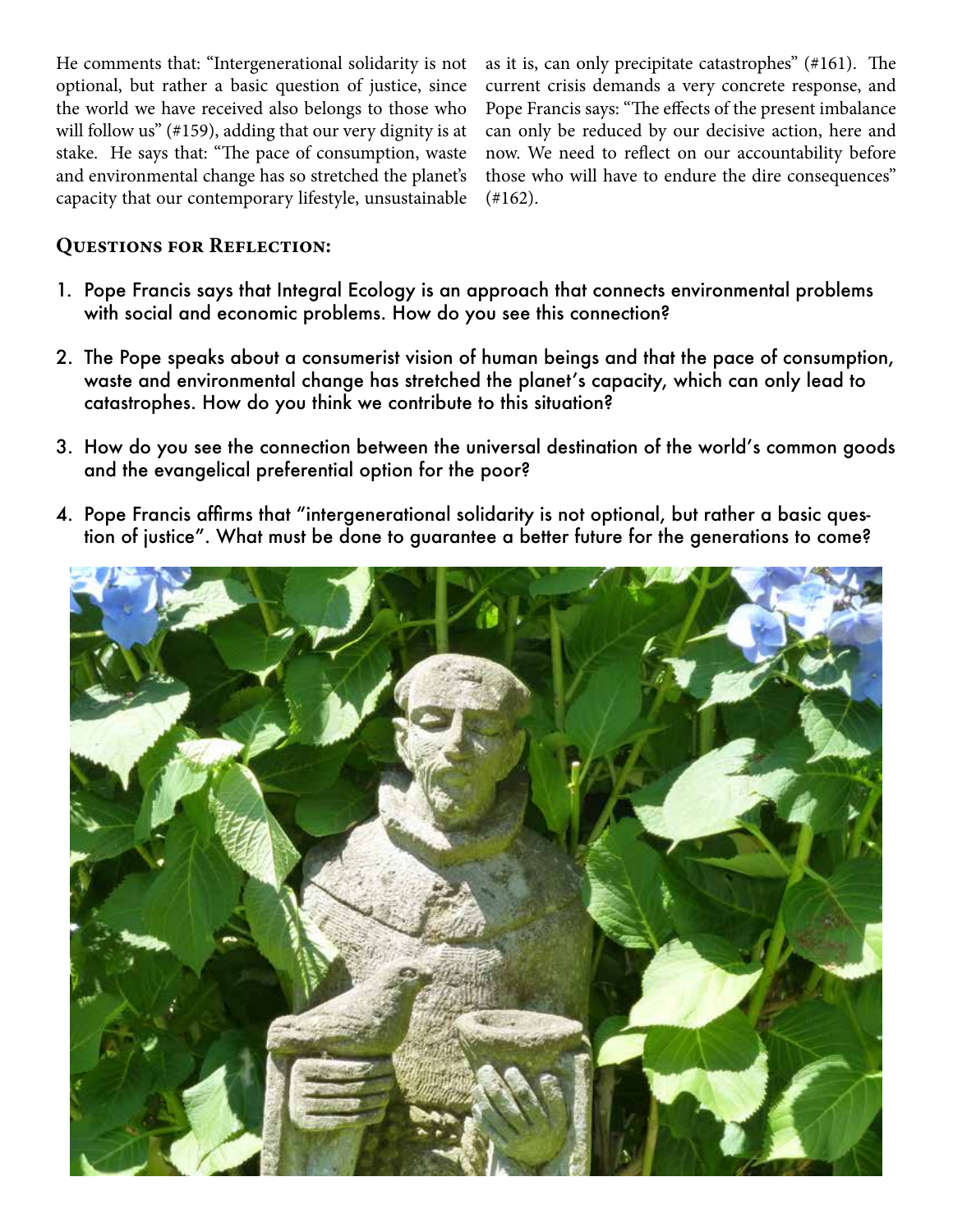He comments that: "Intergenerational solidarity is not optional, but rather a basic question of justice, since the world we have received also belongs to those who will follow us" (#159), adding that our very dignity is at stake. He says that: "The pace of consumption, waste and environmental change has so stretched the planet's capacity that our contemporary lifestyle, unsustainable as it is, can only precipitate catastrophes" (#161). The current crisis demands a very concrete response, and Pope Francis says: "The effects of the present imbalance can only be reduced by our decisive action, here and now. We need to reflect on our accountability before those who will have to endure the dire consequences" (#162).

## Questions for Reflection:

1. Pope Francis says that Integral Ecology is an approach that connects environmental problems with social and economic problems. How do you see this connection?
2. The Pope speaks about a consumerist vision of human beings and that the pace of consumption, waste and environmental change has stretched the planet's capacity, which can only lead to catastrophes. How do you think we contribute to this situation?
3. How do you see the connection between the universal destination of the world's common goods and the evangelical preferential option for the poor?
4. Pope Francis affirms that "intergenerational solidarity is not optional, but rather a basic question of justice". What must be done to guarantee a better future for the generations to come?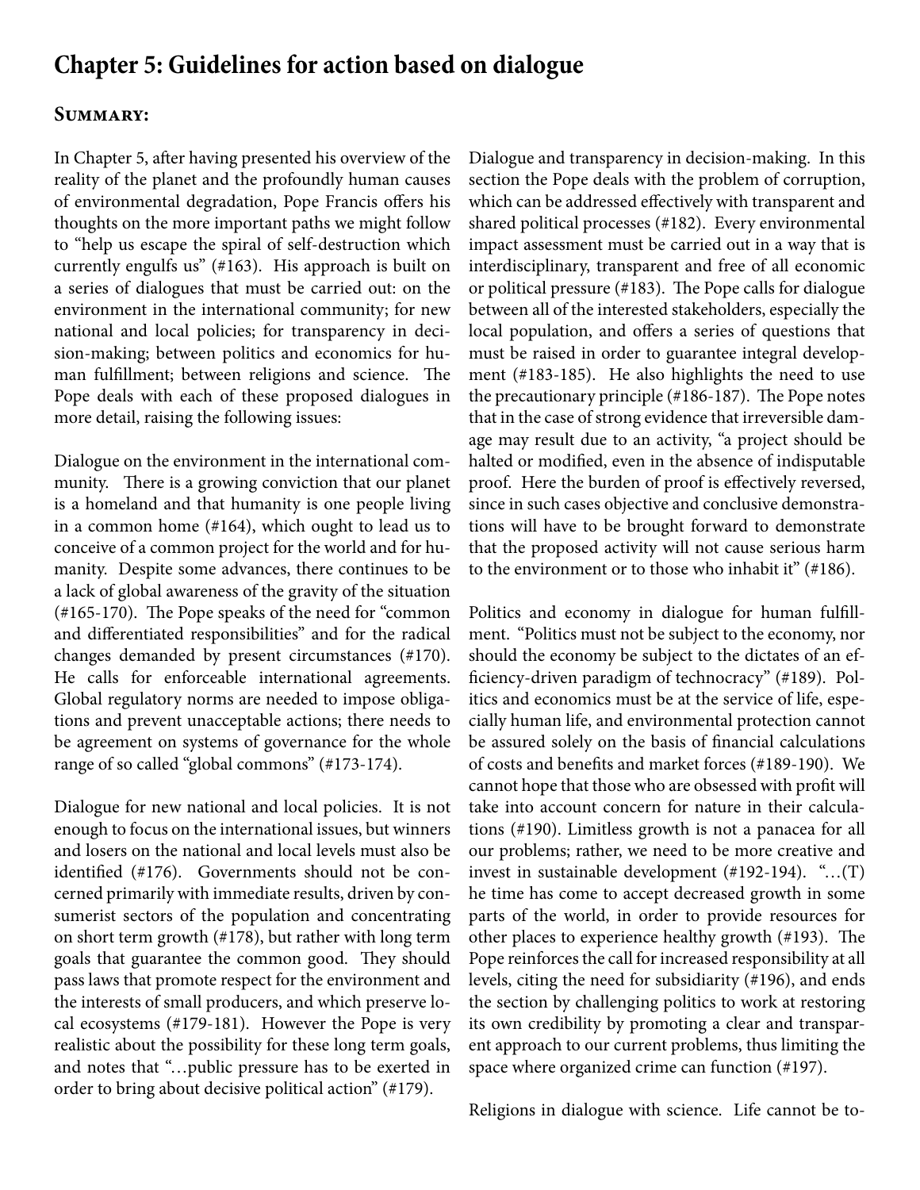## Chapter 5: Guidelines for action based on dialogue

### Summary:

In Chapter 5, after having presented his overview of the reality of the planet and the profoundly human causes of environmental degradation, Pope Francis offers his thoughts on the more important paths we might follow to "help us escape the spiral of self-destruction which currently engulfs us" (#163). His approach is built on a series of dialogues that must be carried out: on the environment in the international community; for new national and local policies; for transparency in decision-making; between politics and economics for human fulfillment; between religions and science. The Pope deals with each of these proposed dialogues in more detail, raising the following issues:

Dialogue on the environment in the international community. There is a growing conviction that our planet is a homeland and that humanity is one people living in a common home (#164), which ought to lead us to conceive of a common project for the world and for humanity. Despite some advances, there continues to be a lack of global awareness of the gravity of the situation (#165-170). The Pope speaks of the need for "common and differentiated responsibilities" and for the radical changes demanded by present circumstances (#170). He calls for enforceable international agreements. Global regulatory norms are needed to impose obligations and prevent unacceptable actions; there needs to be agreement on systems of governance for the whole range of so called "global commons" (#173-174).

Dialogue for new national and local policies. It is not enough to focus on the international issues, but winners and losers on the national and local levels must also be identified (#176). Governments should not be concerned primarily with immediate results, driven by consumerist sectors of the population and concentrating on short term growth (#178), but rather with long term goals that guarantee the common good. They should pass laws that promote respect for the environment and the interests of small producers, and which preserve local ecosystems (#179-181). However the Pope is very realistic about the possibility for these long term goals, and notes that "…public pressure has to be exerted in order to bring about decisive political action" (#179).

Dialogue and transparency in decision-making. In this section the Pope deals with the problem of corruption, which can be addressed effectively with transparent and shared political processes (#182). Every environmental impact assessment must be carried out in a way that is interdisciplinary, transparent and free of all economic or political pressure (#183). The Pope calls for dialogue between all of the interested stakeholders, especially the local population, and offers a series of questions that must be raised in order to guarantee integral development (#183-185). He also highlights the need to use the precautionary principle (#186-187). The Pope notes that in the case of strong evidence that irreversible damage may result due to an activity, "a project should be halted or modified, even in the absence of indisputable proof. Here the burden of proof is effectively reversed, since in such cases objective and conclusive demonstrations will have to be brought forward to demonstrate that the proposed activity will not cause serious harm to the environment or to those who inhabit it" (#186).

Politics and economy in dialogue for human fulfillment. "Politics must not be subject to the economy, nor should the economy be subject to the dictates of an efficiency-driven paradigm of technocracy" (#189). Politics and economics must be at the service of life, especially human life, and environmental protection cannot be assured solely on the basis of financial calculations of costs and benefits and market forces (#189-190). We cannot hope that those who are obsessed with profit will take into account concern for nature in their calculations (#190). Limitless growth is not a panacea for all our problems; rather, we need to be more creative and invest in sustainable development (#192-194). "…(T)he time has come to accept decreased growth in some parts of the world, in order to provide resources for other places to experience healthy growth (#193). The Pope reinforces the call for increased responsibility at all levels, citing the need for subsidiarity (#196), and ends the section by challenging politics to work at restoring its own credibility by promoting a clear and transparent approach to our current problems, thus limiting the space where organized crime can function (#197).

Religions in dialogue with science. Life cannot be to-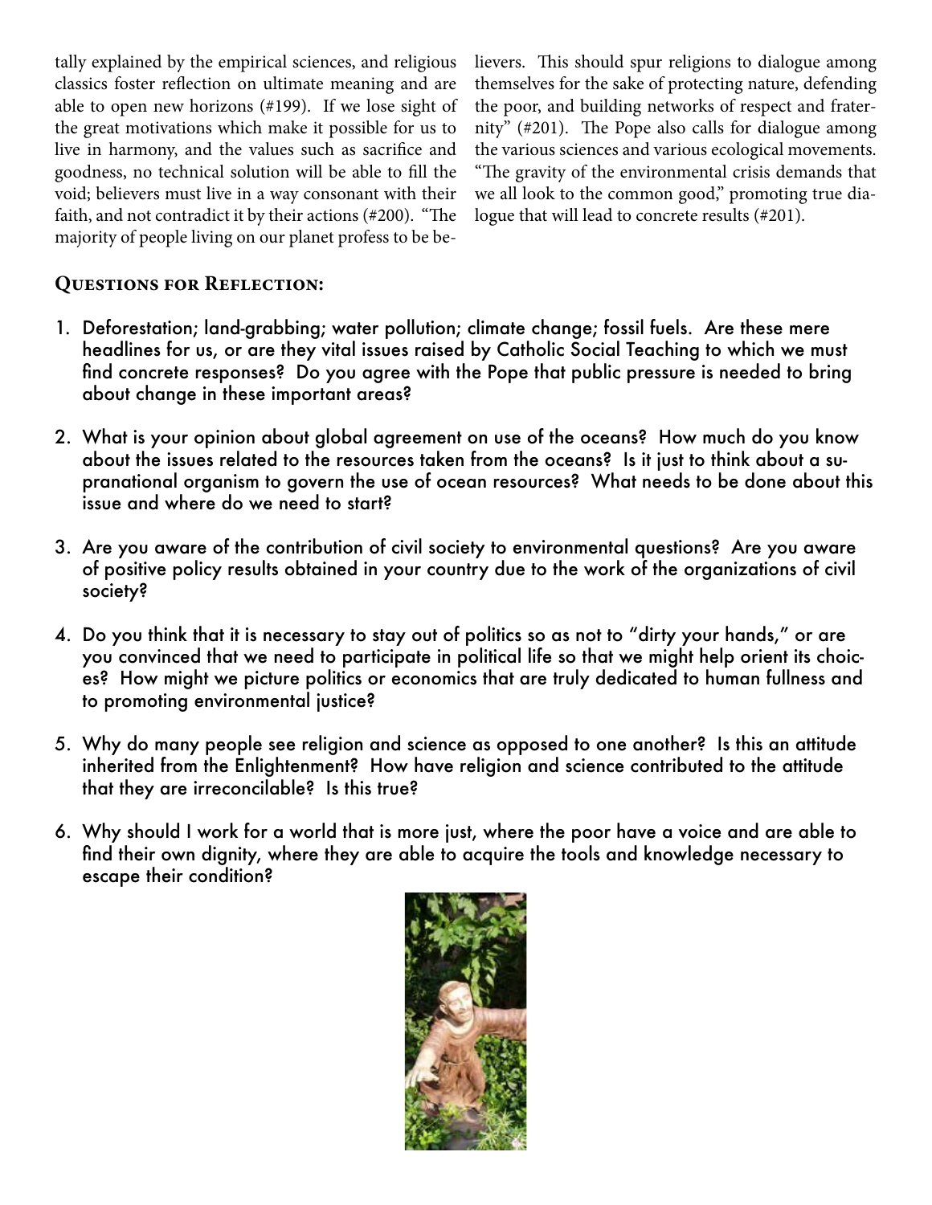tally explained by the empirical sciences, and religious classics foster reflection on ultimate meaning and are able to open new horizons (#199). If we lose sight of the great motivations which make it possible for us to live in harmony, and the values such as sacrifice and goodness, no technical solution will be able to fill the void; believers must live in a way consonant with their faith, and not contradict it by their actions (#200). "The majority of people living on our planet profess to be believers. This should spur religions to dialogue among themselves for the sake of protecting nature, defending the poor, and building networks of respect and fraternity" (#201). The Pope also calls for dialogue among the various sciences and various ecological movements. "The gravity of the environmental crisis demands that we all look to the common good," promoting true dialogue that will lead to concrete results (#201).

## Questions for Reflection:

1. Deforestation; land-grabbing; water pollution; climate change; fossil fuels. Are these mere headlines for us, or are they vital issues raised by Catholic Social Teaching to which we must find concrete responses? Do you agree with the Pope that public pressure is needed to bring about change in these important areas?

2. What is your opinion about global agreement on use of the oceans? How much do you know about the issues related to the resources taken from the oceans? Is it just to think about a supranational organism to govern the use of ocean resources? What needs to be done about this issue and where do we need to start?

3. Are you aware of the contribution of civil society to environmental questions? Are you aware of positive policy results obtained in your country due to the work of the organizations of civil society?

4. Do you think that it is necessary to stay out of politics so as not to "dirty your hands," or are you convinced that we need to participate in political life so that we might help orient its choices? How might we picture politics or economics that are truly dedicated to human fullness and to promoting environmental justice?

5. Why do many people see religion and science as opposed to one another? Is this an attitude inherited from the Enlightenment? How have religion and science contributed to the attitude that they are irreconcilable? Is this true?

6. Why should I work for a world that is more just, where the poor have a voice and are able to find their own dignity, where they are able to acquire the tools and knowledge necessary to escape their condition?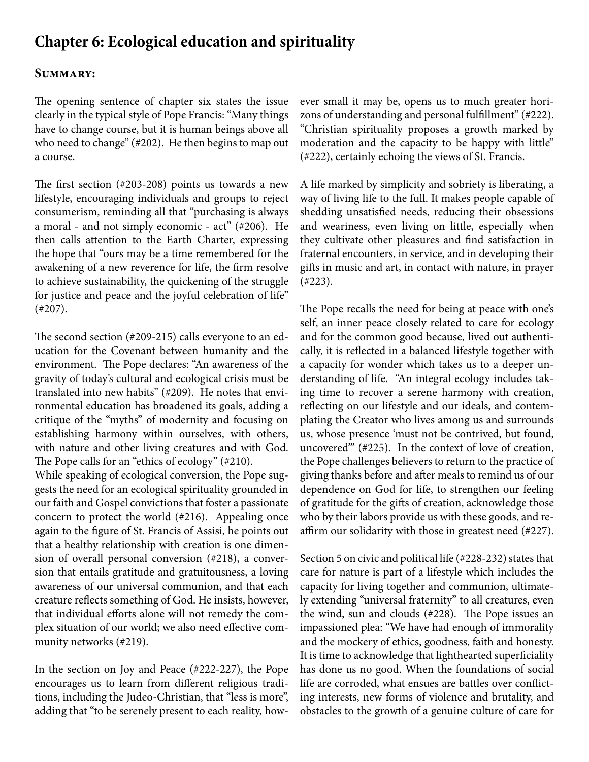## Chapter 6: Ecological education and spirituality

### Summary:

The opening sentence of chapter six states the issue clearly in the typical style of Pope Francis: "Many things have to change course, but it is human beings above all who need to change" (#202). He then begins to map out a course.

The first section (#203-208) points us towards a new lifestyle, encouraging individuals and groups to reject consumerism, reminding all that "purchasing is always a moral - and not simply economic - act" (#206). He then calls attention to the Earth Charter, expressing the hope that "ours may be a time remembered for the awakening of a new reverence for life, the firm resolve to achieve sustainability, the quickening of the struggle for justice and peace and the joyful celebration of life" (#207).

The second section (#209-215) calls everyone to an education for the Covenant between humanity and the environment. The Pope declares: "An awareness of the gravity of today's cultural and ecological crisis must be translated into new habits" (#209). He notes that environmental education has broadened its goals, adding a critique of the "myths" of modernity and focusing on establishing harmony within ourselves, with others, with nature and other living creatures and with God. The Pope calls for an "ethics of ecology" (#210).

While speaking of ecological conversion, the Pope suggests the need for an ecological spirituality grounded in our faith and Gospel convictions that foster a passionate concern to protect the world (#216). Appealing once again to the figure of St. Francis of Assisi, he points out that a healthy relationship with creation is one dimension of overall personal conversion (#218), a conversion that entails gratitude and gratuitousness, a loving awareness of our universal communion, and that each creature reflects something of God. He insists, however, that individual efforts alone will not remedy the complex situation of our world; we also need effective community networks (#219).

In the section on Joy and Peace (#222-227), the Pope encourages us to learn from different religious traditions, including the Judeo-Christian, that "less is more", adding that "to be serenely present to each reality, however small it may be, opens us to much greater horizons of understanding and personal fulfillment" (#222). "Christian spirituality proposes a growth marked by moderation and the capacity to be happy with little" (#222), certainly echoing the views of St. Francis.

A life marked by simplicity and sobriety is liberating, a way of living life to the full. It makes people capable of shedding unsatisfied needs, reducing their obsessions and weariness, even living on little, especially when they cultivate other pleasures and find satisfaction in fraternal encounters, in service, and in developing their gifts in music and art, in contact with nature, in prayer (#223).

The Pope recalls the need for being at peace with one's self, an inner peace closely related to care for ecology and for the common good because, lived out authentically, it is reflected in a balanced lifestyle together with a capacity for wonder which takes us to a deeper understanding of life. "An integral ecology includes taking time to recover a serene harmony with creation, reflecting on our lifestyle and our ideals, and contemplating the Creator who lives among us and surrounds us, whose presence 'must not be contrived, but found, uncovered'" (#225). In the context of love of creation, the Pope challenges believers to return to the practice of giving thanks before and after meals to remind us of our dependence on God for life, to strengthen our feeling of gratitude for the gifts of creation, acknowledge those who by their labors provide us with these goods, and reaffirm our solidarity with those in greatest need (#227).

Section 5 on civic and political life (#228-232) states that care for nature is part of a lifestyle which includes the capacity for living together and communion, ultimately extending "universal fraternity" to all creatures, even the wind, sun and clouds (#228). The Pope issues an impassioned plea: "We have had enough of immorality and the mockery of ethics, goodness, faith and honesty. It is time to acknowledge that lighthearted superficiality has done us no good. When the foundations of social life are corroded, what ensues are battles over conflicting interests, new forms of violence and brutality, and obstacles to the growth of a genuine culture of care for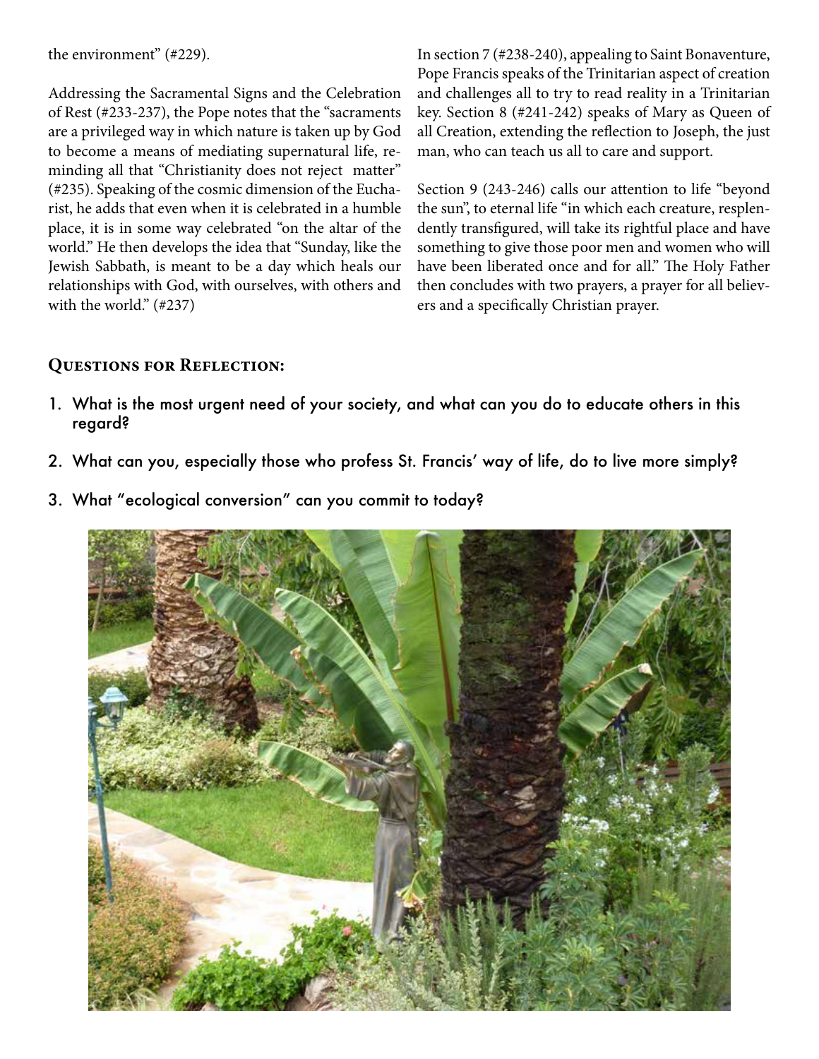the environment" (#229).

Addressing the Sacramental Signs and the Celebration of Rest (#233-237), the Pope notes that the "sacraments are a privileged way in which nature is taken up by God to become a means of mediating supernatural life, reminding all that "Christianity does not reject matter" (#235). Speaking of the cosmic dimension of the Eucharist, he adds that even when it is celebrated in a humble place, it is in some way celebrated "on the altar of the world." He then develops the idea that "Sunday, like the Jewish Sabbath, is meant to be a day which heals our relationships with God, with ourselves, with others and with the world." (#237)

In section 7 (#238-240), appealing to Saint Bonaventure, Pope Francis speaks of the Trinitarian aspect of creation and challenges all to try to read reality in a Trinitarian key. Section 8 (#241-242) speaks of Mary as Queen of all Creation, extending the reflection to Joseph, the just man, who can teach us all to care and support.

Section 9 (243-246) calls our attention to life "beyond the sun", to eternal life "in which each creature, resplendently transfigured, will take its rightful place and have something to give those poor men and women who will have been liberated once and for all." The Holy Father then concludes with two prayers, a prayer for all believers and a specifically Christian prayer.

## Questions for Reflection:

1. What is the most urgent need of your society, and what can you do to educate others in this regard?
2. What can you, especially those who profess St. Francis' way of life, do to live more simply?
3. What "ecological conversion" can you commit to today?